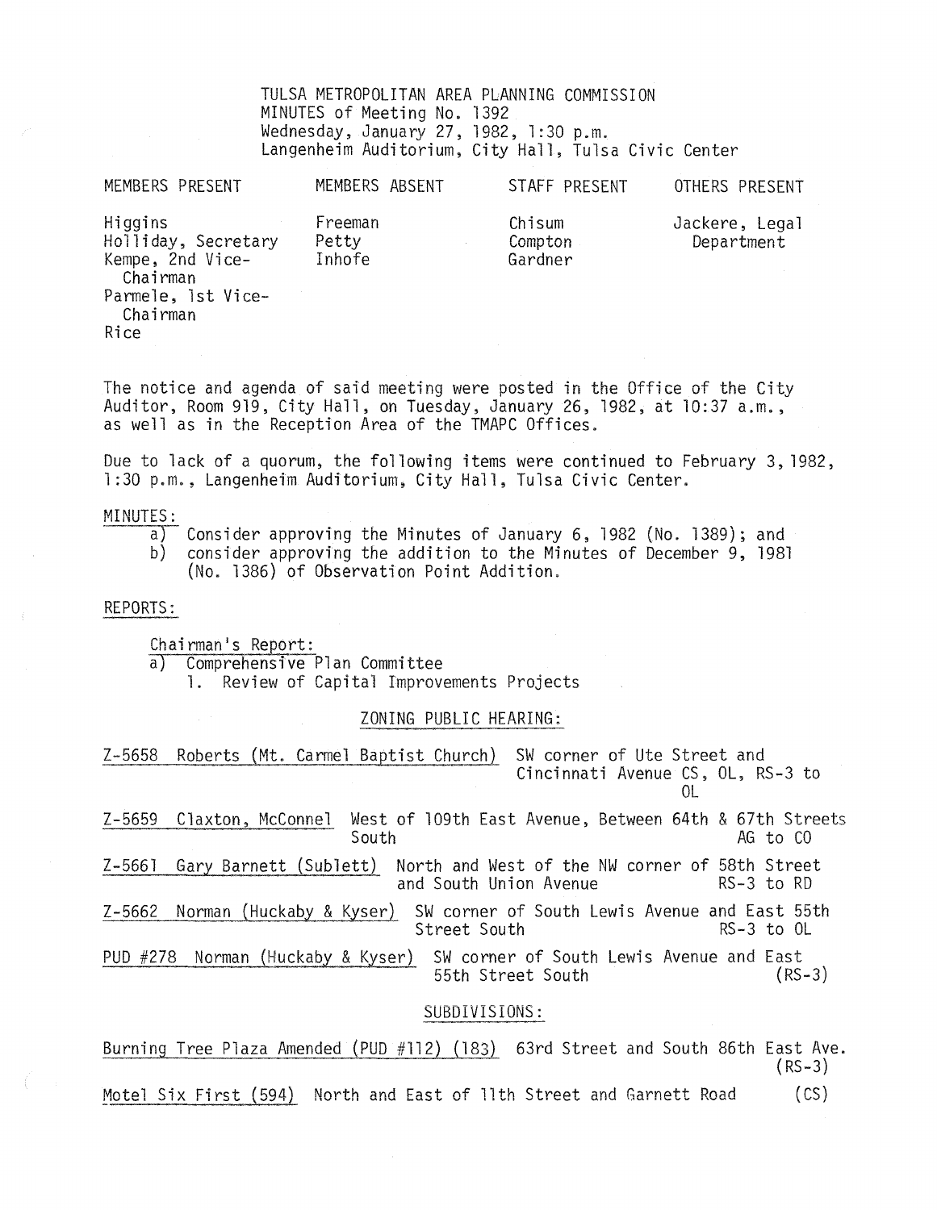TULSA METROPOLITAN AREA PLANNING COMMISSION
MINUTES of Meeting No. 1392
Wednesday, January 27, 1982, 1:30 p.m.
Langenheim Auditorium, City Hall, Tulsa Civic Center

| MEMBERS PRESENT | MEMBERS ABSENT | STAFF PRESENT | OTHERS PRESENT |
|---|---|---|---|
| Higgins | Freeman | Chisum | Jackere, Legal Department |
| Holliday, Secretary | Petty | Compton | |
| Kempe, 2nd Vice-Chairman | Inhofe | Gardner | |
| Parmele, 1st Vice-Chairman | | | |
| Rice | | | |

The notice and agenda of said meeting were posted in the Office of the City Auditor, Room 919, City Hall, on Tuesday, January 26, 1982, at 10:37 a.m., as well as in the Reception Area of the TMAPC Offices.

Due to lack of a quorum, the following items were continued to February 3, 1982, 1:30 p.m., Langenheim Auditorium, City Hall, Tulsa Civic Center.

MINUTES:

a) Consider approving the Minutes of January 6, 1982 (No. 1389); and
b) consider approving the addition to the Minutes of December 9, 1981 (No. 1386) of Observation Point Addition.

REPORTS:

Chairman's Report:

a) Comprehensive Plan Committee
   1. Review of Capital Improvements Projects

ZONING PUBLIC HEARING:

Z-5658 Roberts (Mt. Carmel Baptist Church) SW corner of Ute Street and Cincinnati Avenue CS, OL, RS-3 to OL

Z-5659 Claxton, McConnel West of 109th East Avenue, Between 64th & 67th Streets South AG to CO

Z-5661 Gary Barnett (Sublett) North and West of the NW corner of 58th Street and South Union Avenue RS-3 to RD

Z-5662 Norman (Huckaby & Kyser) SW corner of South Lewis Avenue and East 55th Street South RS-3 to OL

PUD #278 Norman (Huckaby & Kyser) SW corner of South Lewis Avenue and East 55th Street South (RS-3)

SUBDIVISIONS:

Burning Tree Plaza Amended (PUD #112) (183) 63rd Street and South 86th East Ave. (RS-3)

Motel Six First (594) North and East of 11th Street and Garnett Road (CS)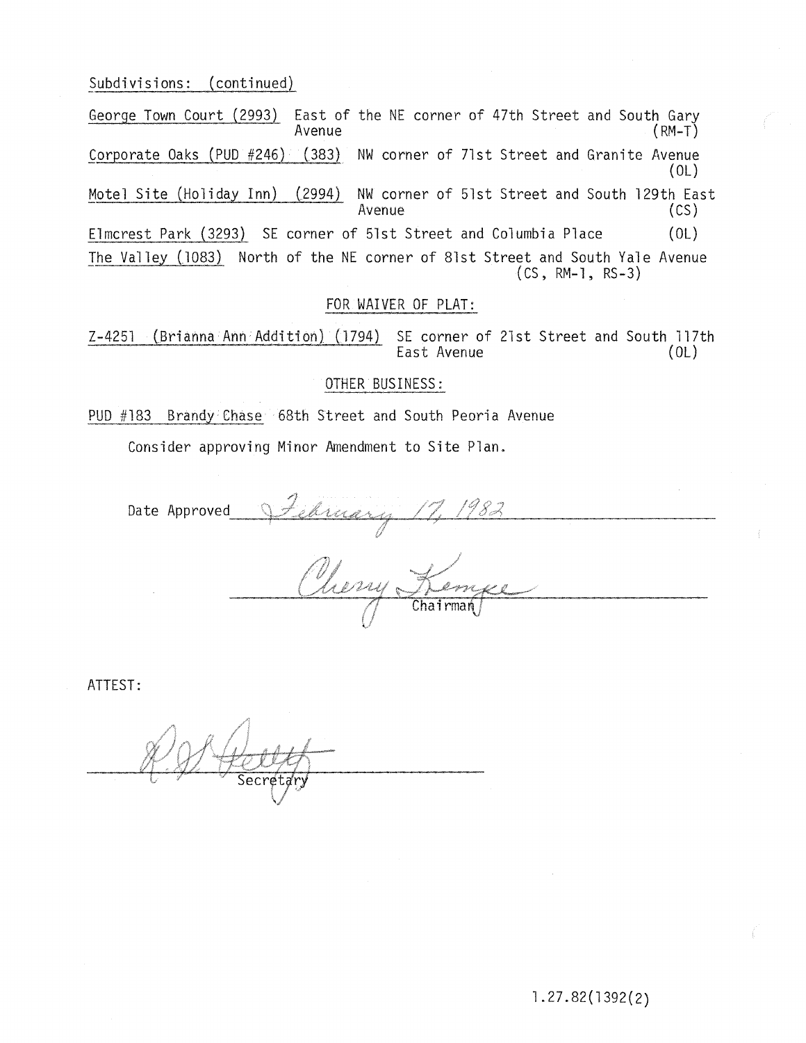Subdivisions: (continued)

George Town Court (2993) East of the NE corner of 47th Street and South Gary Avenue (RM-T)

Corporate Oaks (PUD #246) (383) NW corner of 71st Street and Granite Avenue (OL)

Motel Site (Holiday Inn) (2994) NW corner of 51st Street and South 129th East Avenue (CS)

Elmcrest Park (3293) SE corner of 51st Street and Columbia Place (OL)

The Valley (1083) North of the NE corner of 81st Street and South Yale Avenue (CS, RM-1, RS-3)

FOR WAIVER OF PLAT:

Z-4251 (Brianna Ann Addition) (1794) SE corner of 21st Street and South 117th East Avenue (OL)

OTHER BUSINESS:

PUD #183 Brandy Chase 68th Street and South Peoria Avenue

Consider approving Minor Amendment to Site Plan.

Date Approved February 17, 1982

Cherry Kempe
Chairman

ATTEST:

R. J. Petty
Secretary

1.27.82(1392(2)